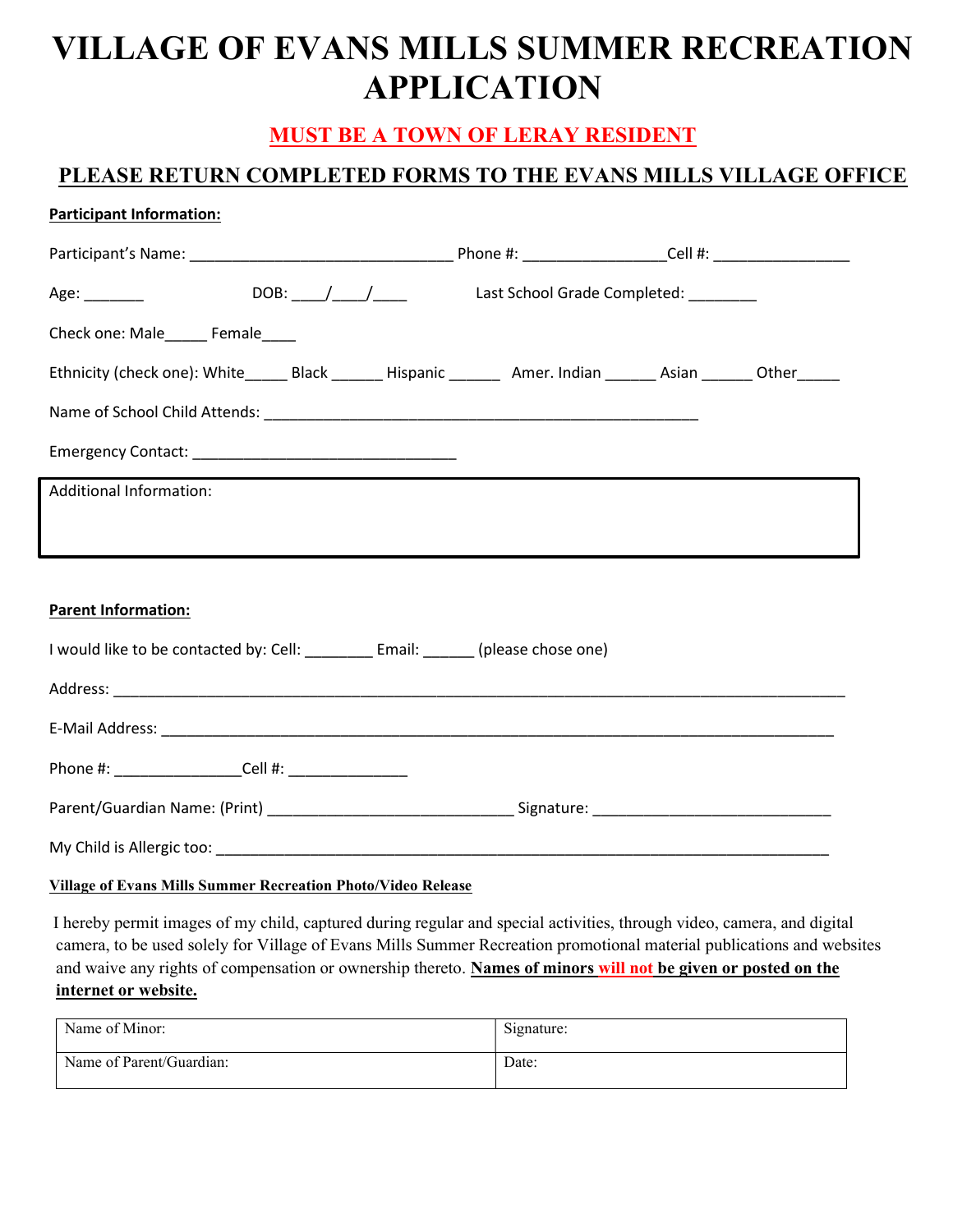# VILLAGE OF EVANS MILLS SUMMER RECREATION APPLICATION

## MUST BE A TOWN OF LERAY RESIDENT

## PLEASE RETURN COMPLETED FORMS TO THE EVANS MILLS VILLAGE OFFICE

**Participant Information:**

Participant's Name: _______________________________ Phone #: ________________Cell #: ________________

Age: _______ DOB: ____/____/____ Last School Grade Completed: ________

Check one: Male_____ Female____

Ethnicity (check one): White_____ Black ______ Hispanic ______ Amer. Indian ______ Asian ______ Other_____

Name of School Child Attends: ____________________________________________________

Emergency Contact: _______________________________

| Additional Information: |
|---|
| |

**Parent Information:**

I would like to be contacted by: Cell: ________ Email: ______ (please chose one)

Address: ______________________________________________________________________________________

E-Mail Address: _______________________________________________________________________________

Phone #: _______________Cell #: ______________

Parent/Guardian Name: (Print) _____________________________ Signature: ____________________________

My Child is Allergic too: _________________________________________________________________________

**Village of Evans Mills Summer Recreation Photo/Video Release**

I hereby permit images of my child, captured during regular and special activities, through video, camera, and digital camera, to be used solely for Village of Evans Mills Summer Recreation promotional material publications and websites and waive any rights of compensation or ownership thereto. **Names of minors will not be given or posted on the internet or website.**

| Name of Minor: | Signature: |
|---|---|
| Name of Parent/Guardian: | Date: |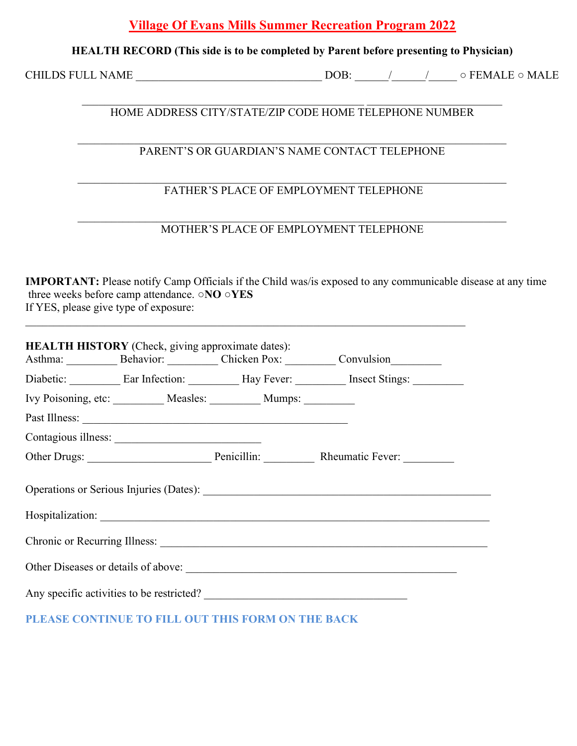# Village Of Evans Mills Summer Recreation Program 2022

**HEALTH RECORD (This side is to be completed by Parent before presenting to Physician)**

CHILDS FULL NAME ________________________________ DOB: ______/______/_____ ○ FEMALE ○ MALE

________________________________________________ ______________________

HOME ADDRESS CITY/STATE/ZIP CODE HOME TELEPHONE NUMBER

__________________________________________________________________________

PARENT'S OR GUARDIAN'S NAME CONTACT TELEPHONE

__________________________________________________________________________

FATHER'S PLACE OF EMPLOYMENT TELEPHONE

__________________________________________________________________________

MOTHER'S PLACE OF EMPLOYMENT TELEPHONE

**IMPORTANT:** Please notify Camp Officials if the Child was/is exposed to any communicable disease at any time three weeks before camp attendance. ○**NO** ○**YES**

If YES, please give type of exposure:

____________________________________________________________________________

**HEALTH HISTORY** (Check, giving approximate dates):

Asthma: _________ Behavior: _________ Chicken Pox: _________ Convulsion_________

Diabetic: _________ Ear Infection: _________ Hay Fever: _________ Insect Stings: _________

Ivy Poisoning, etc: _________ Measles: _________ Mumps: _________

Past Illness: ______________________________________________

Contagious illness: _________________________

Other Drugs: ______________________ Penicillin: _________ Rheumatic Fever: _________

Operations or Serious Injuries (Dates): ____________________________________________________

Hospitalization: ______________________________________________________________________

Chronic or Recurring Illness: _________________________________________________________

Other Diseases or details of above: _______________________________________________

Any specific activities to be restricted? ___________________________________

**PLEASE CONTINUE TO FILL OUT THIS FORM ON THE BACK**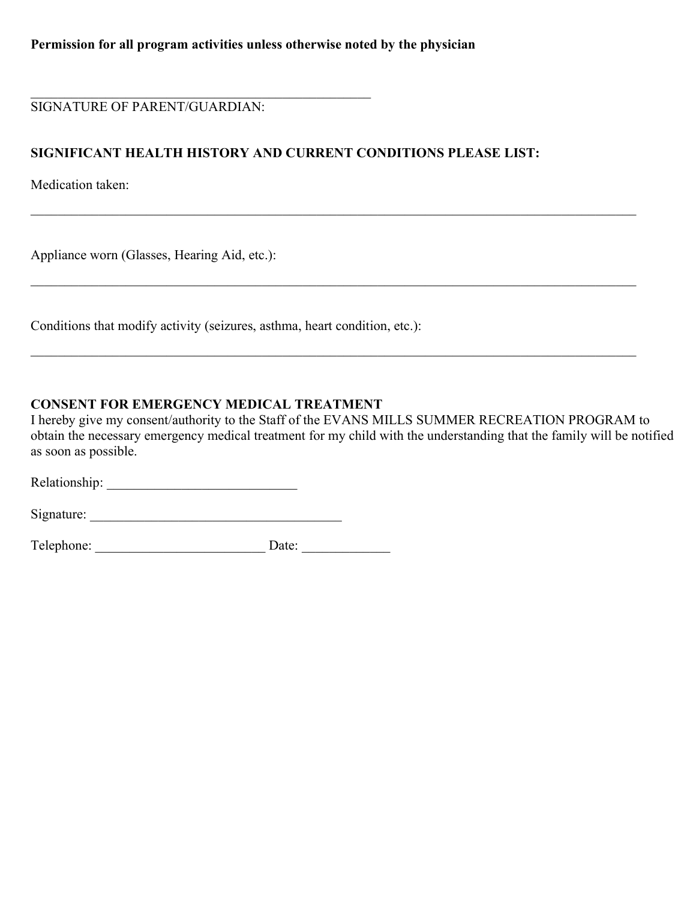**Permission for all program activities unless otherwise noted by the physician**

_______________________________________________
SIGNATURE OF PARENT/GUARDIAN:

**SIGNIFICANT HEALTH HISTORY AND CURRENT CONDITIONS PLEASE LIST:**

Medication taken:

_______________________________________________________________________________

Appliance worn (Glasses, Hearing Aid, etc.):

_______________________________________________________________________________

Conditions that modify activity (seizures, asthma, heart condition, etc.):

_______________________________________________________________________________

**CONSENT FOR EMERGENCY MEDICAL TREATMENT**

I hereby give my consent/authority to the Staff of the EVANS MILLS SUMMER RECREATION PROGRAM to obtain the necessary emergency medical treatment for my child with the understanding that the family will be notified as soon as possible.

Relationship: ____________________________

Signature: _____________________________________

Telephone: _________________________ Date: _____________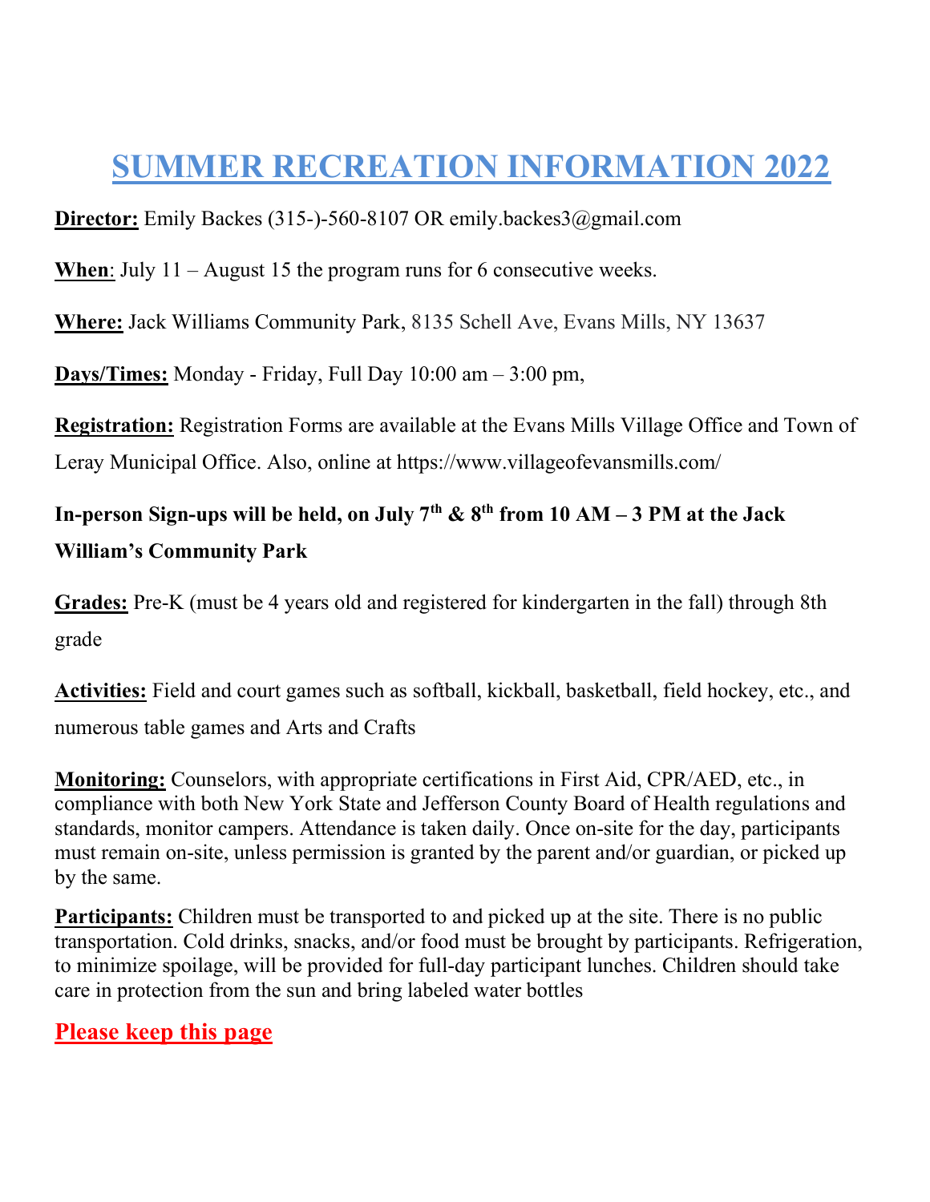# SUMMER RECREATION INFORMATION 2022

**Director:** Emily Backes (315-)-560-8107 OR emily.backes3@gmail.com

**When**: July 11 – August 15 the program runs for 6 consecutive weeks.

**Where:** Jack Williams Community Park, 8135 Schell Ave, Evans Mills, NY 13637

**Days/Times:** Monday - Friday, Full Day 10:00 am – 3:00 pm,

**Registration:** Registration Forms are available at the Evans Mills Village Office and Town of Leray Municipal Office. Also, online at https://www.villageofevansmills.com/

**In-person Sign-ups will be held, on July 7th & 8th from 10 AM – 3 PM at the Jack William's Community Park**

**Grades:** Pre-K (must be 4 years old and registered for kindergarten in the fall) through 8th grade

**Activities:** Field and court games such as softball, kickball, basketball, field hockey, etc., and numerous table games and Arts and Crafts

**Monitoring:** Counselors, with appropriate certifications in First Aid, CPR/AED, etc., in compliance with both New York State and Jefferson County Board of Health regulations and standards, monitor campers. Attendance is taken daily. Once on-site for the day, participants must remain on-site, unless permission is granted by the parent and/or guardian, or picked up by the same.

**Participants:** Children must be transported to and picked up at the site. There is no public transportation. Cold drinks, snacks, and/or food must be brought by participants. Refrigeration, to minimize spoilage, will be provided for full-day participant lunches. Children should take care in protection from the sun and bring labeled water bottles

**Please keep this page**